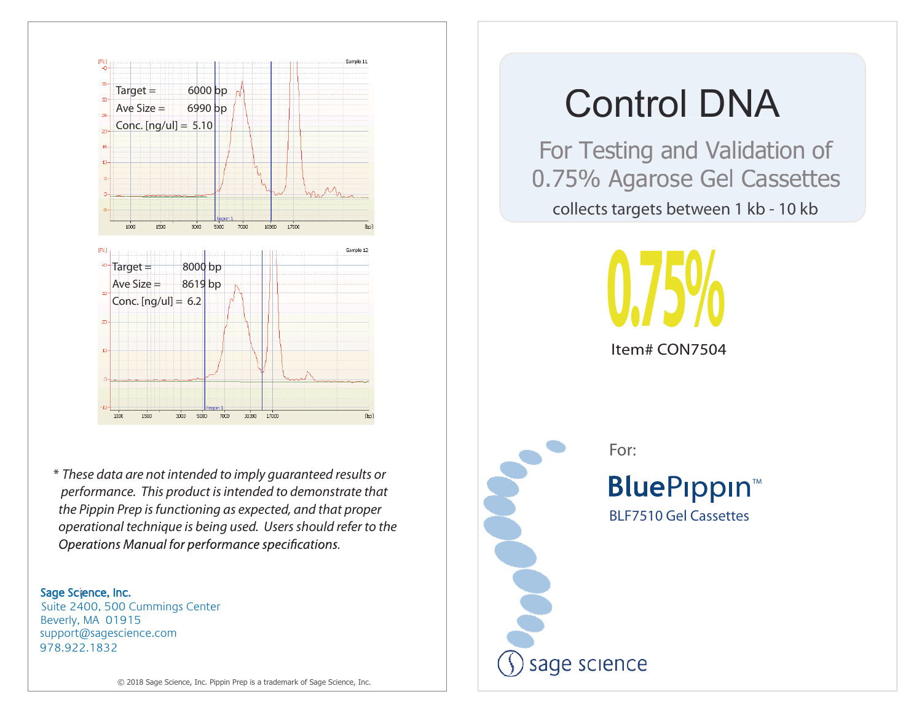Target = 6000 bp
Ave Size = 6990 bp
Conc. [ng/ul] = 5.10

Target = 8000 bp
Ave Size = 8619 bp
Conc. [ng/ul] = 6.2

*These data are not intended to imply guaranteed results or performance. This product is intended to demonstrate that the Pippin Prep is functioning as expected, and that proper operational technique is being used. Users should refer to the Operations Manual for performance specifications.*

Sage Science, Inc.
Suite 2400, 500 Cummings Center
Beverly, MA 01915
support@sagescience.com
978.922.1832

© 2018 Sage Science, Inc. Pippin Prep is a trademark of Sage Science, Inc.

# Control DNA

## For Testing and Validation of 0.75% Agarose Gel Cassettes

collects targets between 1 kb - 10 kb

**0.75%**

Item# CON7504

For:

**BluePippin™**

BLF7510 Gel Cassettes

sage science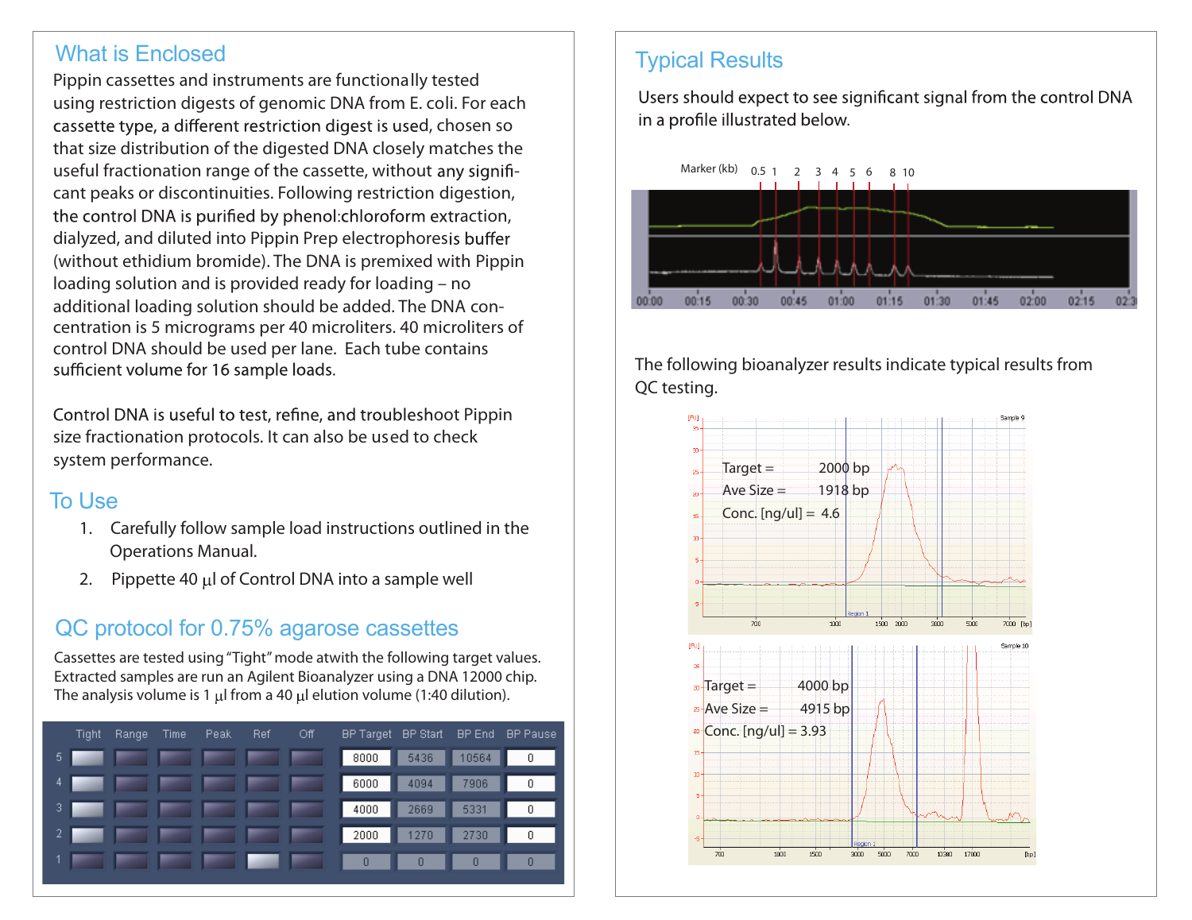## What is Enclosed

Pippin cassettes and instruments are functionally tested using restriction digests of genomic DNA from E. coli. For each cassette type, a different restriction digest is used, chosen so that size distribution of the digested DNA closely matches the useful fractionation range of the cassette, without any significant peaks or discontinuities. Following restriction digestion, the control DNA is purified by phenol:chloroform extraction, dialyzed, and diluted into Pippin Prep electrophoresis buffer (without ethidium bromide). The DNA is premixed with Pippin loading solution and is provided ready for loading – no additional loading solution should be added. The DNA concentration is 5 micrograms per 40 microliters. 40 microliters of control DNA should be used per lane. Each tube contains sufficient volume for 16 sample loads.

Control DNA is useful to test, refine, and troubleshoot Pippin size fractionation protocols. It can also be used to check system performance.

## To Use

1. Carefully follow sample load instructions outlined in the Operations Manual.
2. Pippette 40 μl of Control DNA into a sample well

## QC protocol for 0.75% agarose cassettes

Cassettes are tested using "Tight" mode atwith the following target values. Extracted samples are run an Agilent Bioanalyzer using a DNA 12000 chip. The analysis volume is 1 μl from a 40 μl elution volume (1:40 dilution).

| | Tight | Range | Time | Peak | Ref | Off | BP Target | BP Start | BP End | BP Pause |
|---|---|---|---|---|---|---|---|---|---|---|
| 5 | | | | | | | 8000 | 5436 | 10564 | 0 |
| 4 | | | | | | | 6000 | 4094 | 7906 | 0 |
| 3 | | | | | | | 4000 | 2669 | 5331 | 0 |
| 2 | | | | | | | 2000 | 1270 | 2730 | 0 |
| 1 | | | | | | | 0 | 0 | 0 | 0 |

## Typical Results

Users should expect to see significant signal from the control DNA in a profile illustrated below.

Marker (kb) 0.5 1 2 3 4 5 6 8 10

00:00 00:15 00:30 00:45 01:00 01:15 01:30 01:45 02:00 02:15 02:30

The following bioanalyzer results indicate typical results from QC testing.

Sample 9

Target = 2000 bp
Ave Size = 1918 bp
Conc. [ng/ul] = 4.6

Sample 10

Target = 4000 bp
Ave Size = 4915 bp
Conc. [ng/ul] = 3.93